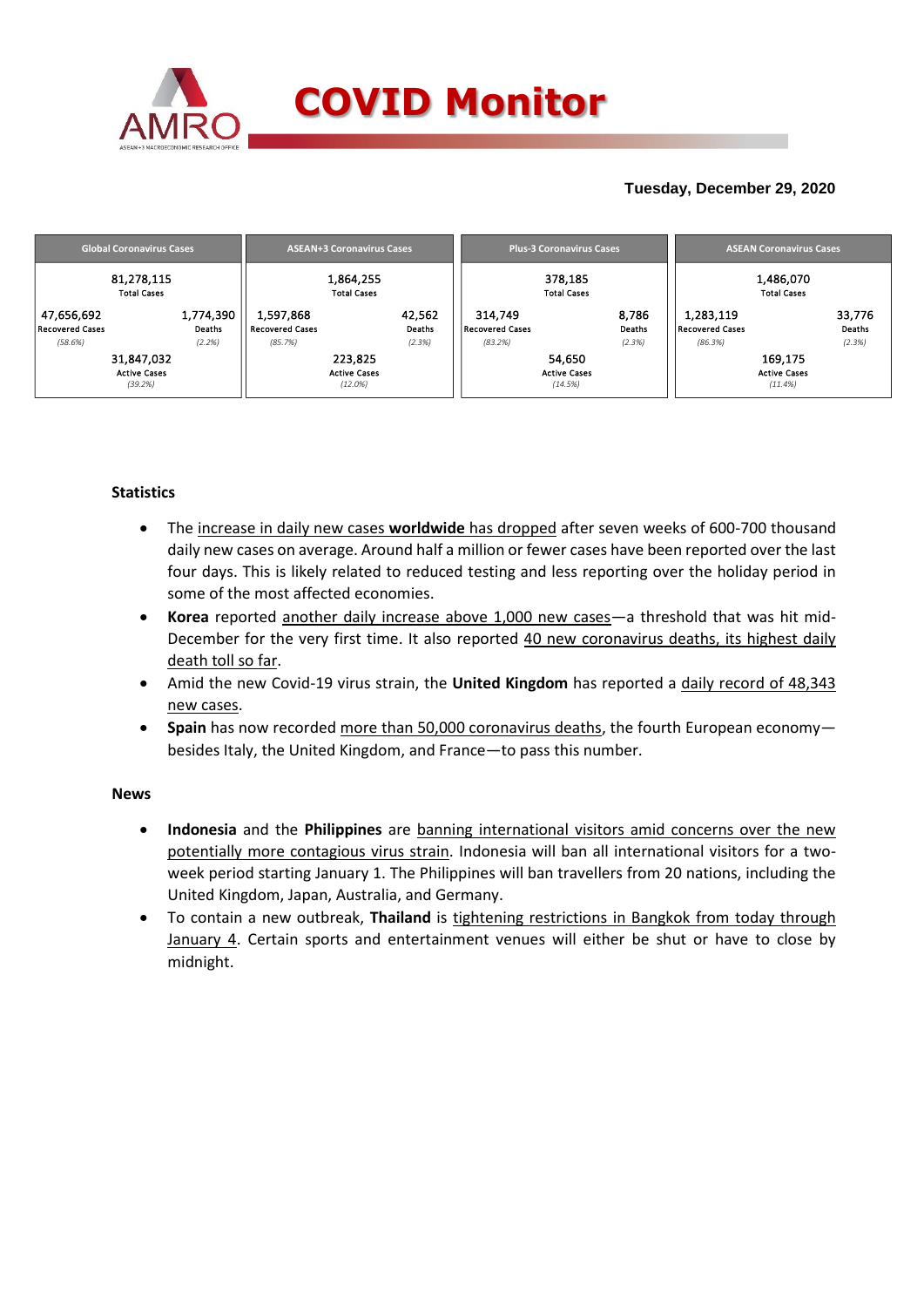# COVID Monitor

**Tuesday, December 29, 2020**

| Global Coronavirus Cases | | ASEAN+3 Coronavirus Cases | | Plus-3 Coronavirus Cases | | ASEAN Coronavirus Cases | |
|---|---|---|---|---|---|---|---|
| 81,278,115 Total Cases | | 1,864,255 Total Cases | | 378,185 Total Cases | | 1,486,070 Total Cases | |
| 47,656,692 Recovered Cases (58.6%) | 1,774,390 Deaths (2.2%) | 1,597,868 Recovered Cases (85.7%) | 42,562 Deaths (2.3%) | 314,749 Recovered Cases (83.2%) | 8,786 Deaths (2.3%) | 1,283,119 Recovered Cases (86.3%) | 33,776 Deaths (2.3%) |
| 31,847,032 Active Cases (39.2%) | | 223,825 Active Cases (12.0%) | | 54,650 Active Cases (14.5%) | | 169,175 Active Cases (11.4%) | |

## Statistics

- The increase in daily new cases **worldwide** has dropped after seven weeks of 600-700 thousand daily new cases on average. Around half a million or fewer cases have been reported over the last four days. This is likely related to reduced testing and less reporting over the holiday period in some of the most affected economies.
- **Korea** reported another daily increase above 1,000 new cases—a threshold that was hit mid-December for the very first time. It also reported 40 new coronavirus deaths, its highest daily death toll so far.
- Amid the new Covid-19 virus strain, the **United Kingdom** has reported a daily record of 48,343 new cases.
- **Spain** has now recorded more than 50,000 coronavirus deaths, the fourth European economy—besides Italy, the United Kingdom, and France—to pass this number.

## News

- **Indonesia** and the **Philippines** are banning international visitors amid concerns over the new potentially more contagious virus strain. Indonesia will ban all international visitors for a two-week period starting January 1. The Philippines will ban travellers from 20 nations, including the United Kingdom, Japan, Australia, and Germany.
- To contain a new outbreak, **Thailand** is tightening restrictions in Bangkok from today through January 4. Certain sports and entertainment venues will either be shut or have to close by midnight.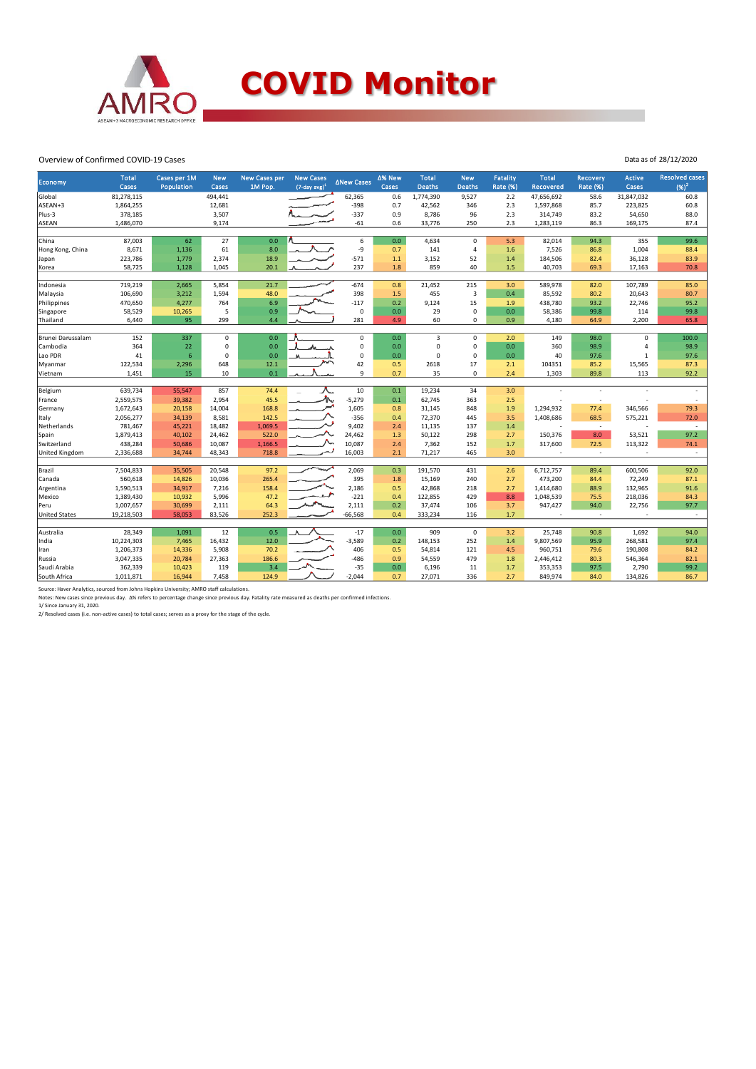# COVID Monitor

Overview of Confirmed COVID-19 Cases

Data as of 28/12/2020

| Economy | Total Cases | Cases per 1M Population | New Cases | New Cases per 1M Pop. | New Cases (7-day avg)[1] | ΔNew Cases | Δ% New Cases | Total Deaths | New Deaths | Fatality Rate (%) | Total Recovered | Recovery Rate (%) | Active Cases | Resolved cases (%)[2] |
|---|---|---|---|---|---|---|---|---|---|---|---|---|---|---|
| Global | 81,278,115 | | 494,441 | | | 62,365 | 0.6 | 1,774,390 | 9,527 | 2.2 | 47,656,692 | 58.6 | 31,847,032 | 60.8 |
| ASEAN+3 | 1,864,255 | | 12,681 | | | -398 | 0.7 | 42,562 | 346 | 2.3 | 1,597,868 | 85.7 | 223,825 | 60.8 |
| Plus-3 | 378,185 | | 3,507 | | | -337 | 0.9 | 8,786 | 96 | 2.3 | 314,749 | 83.2 | 54,650 | 88.0 |
| ASEAN | 1,486,070 | | 9,174 | | | -61 | 0.6 | 33,776 | 250 | 2.3 | 1,283,119 | 86.3 | 169,175 | 87.4 |
| | | | | | | | | | | | | | | |
| China | 87,003 | 62 | 27 | 0.0 | | 6 | 0.0 | 4,634 | 0 | 5.3 | 82,014 | 94.3 | 355 | 99.6 |
| Hong Kong, China | 8,671 | 1,136 | 61 | 8.0 | | -9 | 0.7 | 141 | 4 | 1.6 | 7,526 | 86.8 | 1,004 | 88.4 |
| Japan | 223,786 | 1,779 | 2,374 | 18.9 | | -571 | 1.1 | 3,152 | 52 | 1.4 | 184,506 | 82.4 | 36,128 | 83.9 |
| Korea | 58,725 | 1,128 | 1,045 | 20.1 | | 237 | 1.8 | 859 | 40 | 1.5 | 40,703 | 69.3 | 17,163 | 70.8 |
| | | | | | | | | | | | | | | |
| Indonesia | 719,219 | 2,665 | 5,854 | 21.7 | | -674 | 0.8 | 21,452 | 215 | 3.0 | 589,978 | 82.0 | 107,789 | 85.0 |
| Malaysia | 106,690 | 3,212 | 1,594 | 48.0 | | 398 | 1.5 | 455 | 3 | 0.4 | 85,592 | 80.2 | 20,643 | 80.7 |
| Philippines | 470,650 | 4,277 | 764 | 6.9 | | -117 | 0.2 | 9,124 | 15 | 1.9 | 438,780 | 93.2 | 22,746 | 95.2 |
| Singapore | 58,529 | 10,265 | 5 | 0.9 | | 0 | 0.0 | 29 | 0 | 0.0 | 58,386 | 99.8 | 114 | 99.8 |
| Thailand | 6,440 | 95 | 299 | 4.4 | | 281 | 4.9 | 60 | 0 | 0.9 | 4,180 | 64.9 | 2,200 | 65.8 |
| | | | | | | | | | | | | | | |
| Brunei Darussalam | 152 | 337 | 0 | 0.0 | | 0 | 0.0 | 3 | 0 | 2.0 | 149 | 98.0 | 0 | 100.0 |
| Cambodia | 364 | 22 | 0 | 0.0 | | 0 | 0.0 | 0 | 0 | 0.0 | 360 | 98.9 | 4 | 98.9 |
| Lao PDR | 41 | 6 | 0 | 0.0 | | 0 | 0.0 | 0 | 0 | 0.0 | 40 | 97.6 | 1 | 97.6 |
| Myanmar | 122,534 | 2,296 | 648 | 12.1 | | 42 | 0.5 | 2618 | 17 | 2.1 | 104351 | 85.2 | 15,565 | 87.3 |
| Vietnam | 1,451 | 15 | 10 | 0.1 | | 9 | 0.7 | 35 | 0 | 2.4 | 1,303 | 89.8 | 113 | 92.2 |
| | | | | | | | | | | | | | | |
| Belgium | 639,734 | 55,547 | 857 | 74.4 | | 10 | 0.1 | 19,234 | 34 | 3.0 | - | - | - | - |
| France | 2,559,575 | 39,382 | 2,954 | 45.5 | | -5,279 | 0.1 | 62,745 | 363 | 2.5 | - | - | - | - |
| Germany | 1,672,643 | 20,158 | 14,004 | 168.8 | | 1,605 | 0.8 | 31,145 | 848 | 1.9 | 1,294,932 | 77.4 | 346,566 | 79.3 |
| Italy | 2,056,277 | 34,139 | 8,581 | 142.5 | | -356 | 0.4 | 72,370 | 445 | 3.5 | 1,408,686 | 68.5 | 575,221 | 72.0 |
| Netherlands | 781,467 | 45,221 | 18,482 | 1,069.5 | | 9,402 | 2.4 | 11,135 | 137 | 1.4 | - | - | - | - |
| Spain | 1,879,413 | 40,102 | 24,462 | 522.0 | | 24,462 | 1.3 | 50,122 | 298 | 2.7 | 150,376 | 8.0 | 53,521 | 97.2 |
| Switzerland | 438,284 | 50,686 | 10,087 | 1,166.5 | | 10,087 | 2.4 | 7,362 | 152 | 1.7 | 317,600 | 72.5 | 113,322 | 74.1 |
| United Kingdom | 2,336,688 | 34,744 | 48,343 | 718.8 | | 16,003 | 2.1 | 71,217 | 465 | 3.0 | - | - | - | - |
| | | | | | | | | | | | | | | |
| Brazil | 7,504,833 | 35,505 | 20,548 | 97.2 | | 2,069 | 0.3 | 191,570 | 431 | 2.6 | 6,712,757 | 89.4 | 600,506 | 92.0 |
| Canada | 560,618 | 14,826 | 10,036 | 265.4 | | 395 | 1.8 | 15,169 | 240 | 2.7 | 473,200 | 84.4 | 72,249 | 87.1 |
| Argentina | 1,590,513 | 34,917 | 7,216 | 158.4 | | 2,186 | 0.5 | 42,868 | 218 | 2.7 | 1,414,680 | 88.9 | 132,965 | 91.6 |
| Mexico | 1,389,430 | 10,932 | 5,996 | 47.2 | | -221 | 0.4 | 122,855 | 429 | 8.8 | 1,048,539 | 75.5 | 218,036 | 84.3 |
| Peru | 1,007,657 | 30,699 | 2,111 | 64.3 | | 2,111 | 0.2 | 37,474 | 106 | 3.7 | 947,427 | 94.0 | 22,756 | 97.7 |
| United States | 19,218,503 | 58,053 | 83,526 | 252.3 | | -66,568 | 0.4 | 333,234 | 116 | 1.7 | - | - | - | - |
| | | | | | | | | | | | | | | |
| Australia | 28,349 | 1,091 | 12 | 0.5 | | -17 | 0.0 | 909 | 0 | 3.2 | 25,748 | 90.8 | 1,692 | 94.0 |
| India | 10,224,303 | 7,465 | 16,432 | 12.0 | | -3,589 | 0.2 | 148,153 | 252 | 1.4 | 9,807,569 | 95.9 | 268,581 | 97.4 |
| Iran | 1,206,373 | 14,336 | 5,908 | 70.2 | | 406 | 0.5 | 54,814 | 121 | 4.5 | 960,751 | 79.6 | 190,808 | 84.2 |
| Russia | 3,047,335 | 20,784 | 27,363 | 186.6 | | -486 | 0.9 | 54,559 | 479 | 1.8 | 2,446,412 | 80.3 | 546,364 | 82.1 |
| Saudi Arabia | 362,339 | 10,423 | 119 | 3.4 | | -35 | 0.0 | 6,196 | 11 | 1.7 | 353,353 | 97.5 | 2,790 | 99.2 |
| South Africa | 1,011,871 | 16,944 | 7,458 | 124.9 | | -2,044 | 0.7 | 27,071 | 336 | 2.7 | 849,974 | 84.0 | 134,826 | 86.7 |

Source: Haver Analytics, sourced from Johns Hopkins University; AMRO staff calculations.

Notes: New cases since previous day. Δ% refers to percentage change since previous day. Fatality rate measured as deaths per confirmed infections.

1/ Since January 31, 2020.

2/ Resolved cases (i.e. non-active cases) to total cases; serves as a proxy for the stage of the cycle.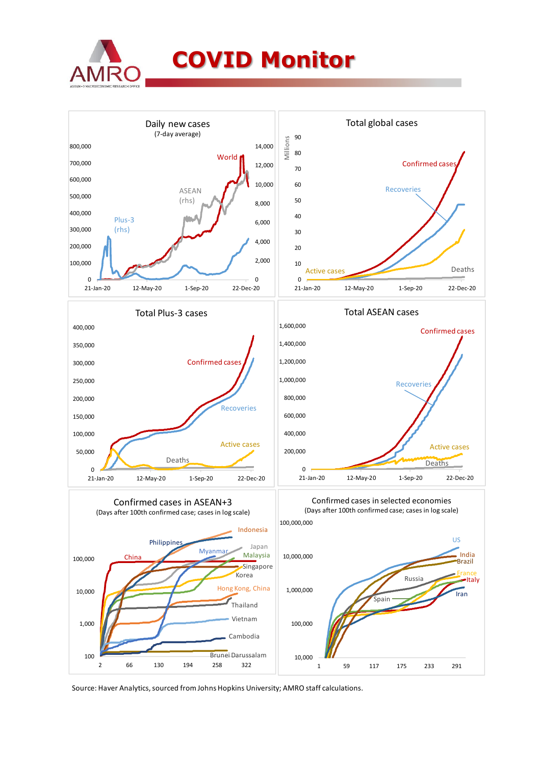AMRO

ASEAN+3 MACROECONOMIC RESEARCH OFFICE

# COVID Monitor

Daily new cases
(7-day average)

800,000
700,000
600,000
500,000
400,000
300,000
200,000
100,000
0

14,000
12,000
10,000
8,000
6,000
4,000
2,000
0

World
ASEAN (rhs)
Plus-3 (rhs)

21-Jan-20 12-May-20 1-Sep-20 22-Dec-20

Total global cases

Millions

90
80
70
60
50
40
30
20
10
0

Confirmed cases
Recoveries
Active cases
Deaths

21-Jan-20 12-May-20 1-Sep-20 22-Dec-20

Total Plus-3 cases

400,000
350,000
300,000
250,000
200,000
150,000
100,000
50,000
0

Confirmed cases
Recoveries
Active cases
Deaths

21-Jan-20 12-May-20 1-Sep-20 22-Dec-20

Total ASEAN cases

1,600,000
1,400,000
1,200,000
1,000,000
800,000
600,000
400,000
200,000
0

Confirmed cases
Recoveries
Active cases
Deaths

21-Jan-20 12-May-20 1-Sep-20 22-Dec-20

Confirmed cases in ASEAN+3
(Days after 100th confirmed case; cases in log scale)

100,000
10,000
1,000
100

Indonesia
Philippines
Japan
Myanmar
Malaysia
China
Singapore
Korea
Hong Kong, China
Thailand
Vietnam
Cambodia
Brunei Darussalam

2 66 130 194 258 322

Confirmed cases in selected economies
(Days after 100th confirmed case; cases in log scale)

100,000,000
10,000,000
1,000,000
100,000
10,000

US
India
Brazil
France
Italy
Russia
Iran
Spain

1 59 117 175 233 291

Source: Haver Analytics, sourced from Johns Hopkins University; AMRO staff calculations.